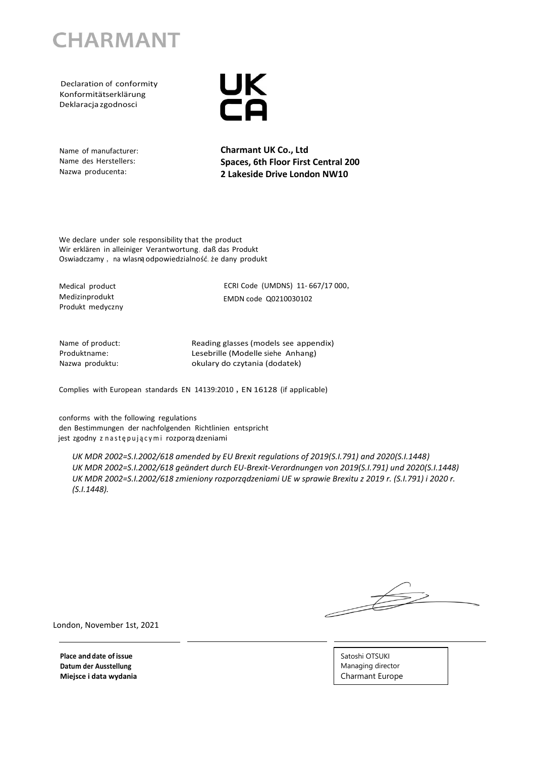# CHARMANT

Declaration of conformity
Konformitätserklärung
Deklaracja zgodnosci

UK
CA

| | |
|---|---|
| Name of manufacturer:<br>Name des Herstellers:<br>Nazwa producenta: | **Charmant UK Co., Ltd**<br>**Spaces, 6th Floor First Central 200**<br>**2 Lakeside Drive London NW10** |

We declare under sole responsibility that the product
Wir erklären in alleiniger Verantwortung, daß das Produkt
Oswiadczamy , na wlasną odpowiedzialność, że dany produkt

| | |
|---|---|
| Medical product<br>Medizinprodukt<br>Produkt medyczny | ECRI Code (UMDNS) 11- 667/17 000,<br>EMDN code Q0210030102 |

| | |
|---|---|
| Name of product:<br>Produktname:<br>Nazwa produktu: | Reading glasses (models see appendix)<br>Lesebrille (Modelle siehe Anhang)<br>okulary do czytania (dodatek) |

Complies with European standards EN 14139:2010 , EN 16128 (if applicable)

conforms with the following regulations
den Bestimmungen der nachfolgenden Richtlinien entspricht
jest zgodny z następującymi rozporządzeniami

*UK MDR 2002=S.I.2002/618 amended by EU Brexit regulations of 2019(S.I.791) and 2020(S.I.1448)*
*UK MDR 2002=S.I.2002/618 geändert durch EU-Brexit-Verordnungen von 2019(S.I.791) und 2020(S.I.1448)*
*UK MDR 2002=S.I.2002/618 zmieniony rozporządzeniami UE w sprawie Brexitu z 2019 r. (S.I.791) i 2020 r. (S.I.1448).*

London, November 1st, 2021

**Place and date of issue**
**Datum der Ausstellung**
**Miejsce i data wydania**

Satoshi OTSUKI
Managing director
Charmant Europe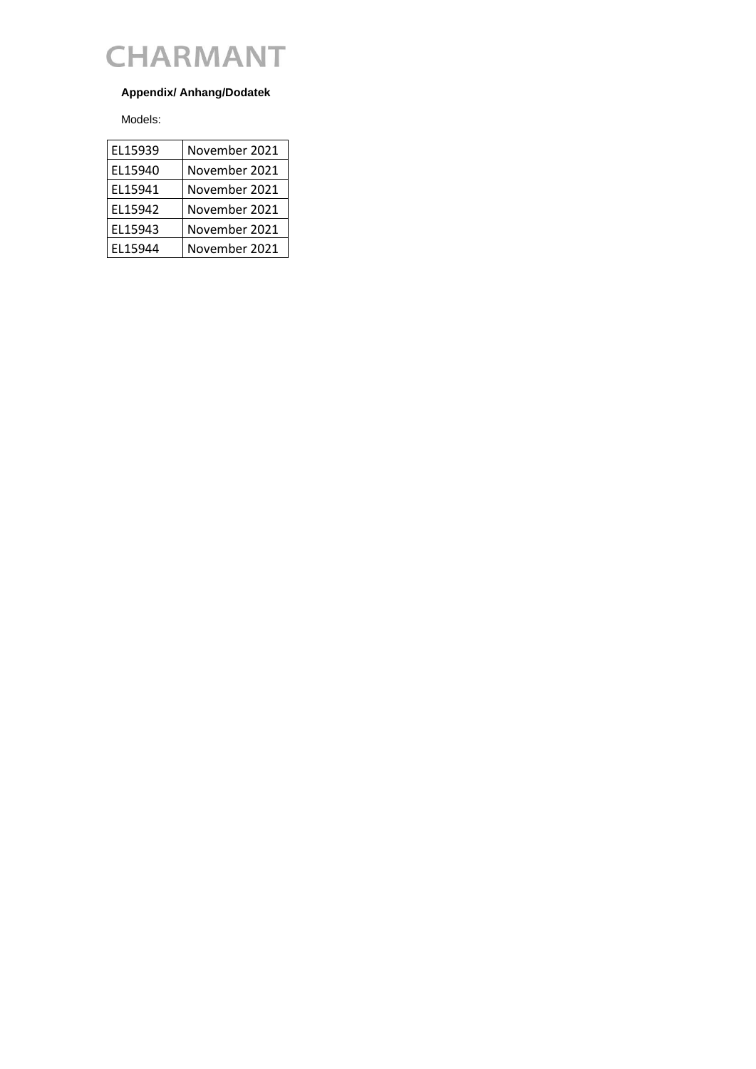CHARMANT

**Appendix/ Anhang/Dodatek**

Models:

| | |
|---|---|
| EL15939 | November 2021 |
| EL15940 | November 2021 |
| EL15941 | November 2021 |
| EL15942 | November 2021 |
| EL15943 | November 2021 |
| EL15944 | November 2021 |